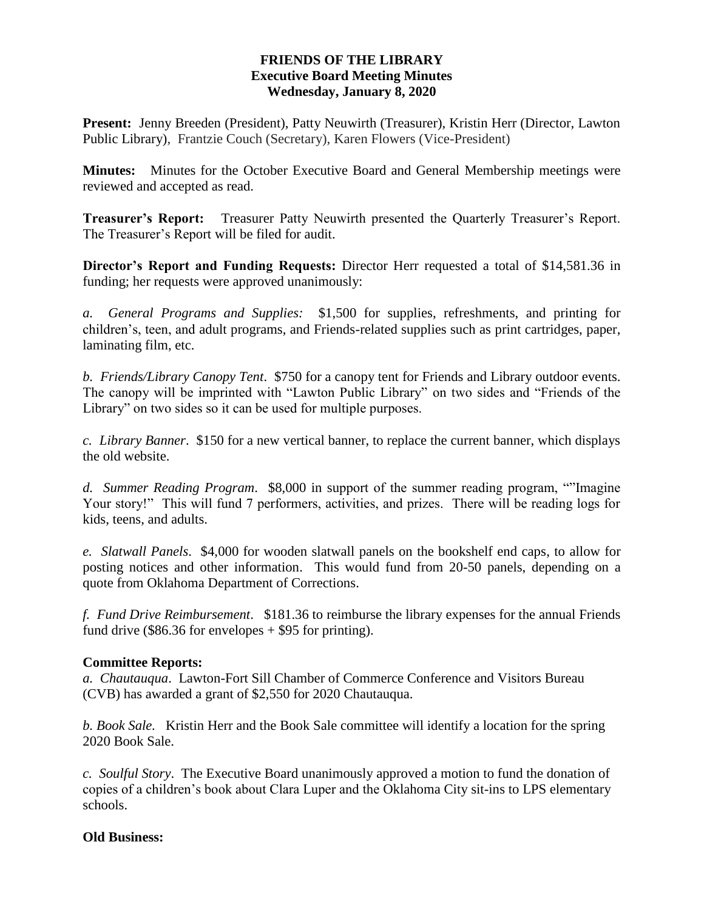# FRIENDS OF THE LIBRARY
## Executive Board Meeting Minutes
## Wednesday, January 8, 2020

**Present:** Jenny Breeden (President), Patty Neuwirth (Treasurer), Kristin Herr (Director, Lawton Public Library), Frantzie Couch (Secretary), Karen Flowers (Vice-President)

**Minutes:** Minutes for the October Executive Board and General Membership meetings were reviewed and accepted as read.

**Treasurer's Report:** Treasurer Patty Neuwirth presented the Quarterly Treasurer's Report. The Treasurer's Report will be filed for audit.

**Director's Report and Funding Requests:** Director Herr requested a total of $14,581.36 in funding; her requests were approved unanimously:

*a. General Programs and Supplies:* $1,500 for supplies, refreshments, and printing for children's, teen, and adult programs, and Friends-related supplies such as print cartridges, paper, laminating film, etc.

*b. Friends/Library Canopy Tent*. $750 for a canopy tent for Friends and Library outdoor events. The canopy will be imprinted with "Lawton Public Library" on two sides and "Friends of the Library" on two sides so it can be used for multiple purposes.

*c. Library Banner*. $150 for a new vertical banner, to replace the current banner, which displays the old website.

*d. Summer Reading Program*. $8,000 in support of the summer reading program, ""Imagine Your story!" This will fund 7 performers, activities, and prizes. There will be reading logs for kids, teens, and adults.

*e. Slatwall Panels*. $4,000 for wooden slatwall panels on the bookshelf end caps, to allow for posting notices and other information. This would fund from 20-50 panels, depending on a quote from Oklahoma Department of Corrections.

*f. Fund Drive Reimbursement*. $181.36 to reimburse the library expenses for the annual Friends fund drive ($86.36 for envelopes + $95 for printing).

**Committee Reports:**

*a. Chautauqua*. Lawton-Fort Sill Chamber of Commerce Conference and Visitors Bureau (CVB) has awarded a grant of $2,550 for 2020 Chautauqua.

*b. Book Sale.* Kristin Herr and the Book Sale committee will identify a location for the spring 2020 Book Sale.

*c. Soulful Story*. The Executive Board unanimously approved a motion to fund the donation of copies of a children's book about Clara Luper and the Oklahoma City sit-ins to LPS elementary schools.

**Old Business:**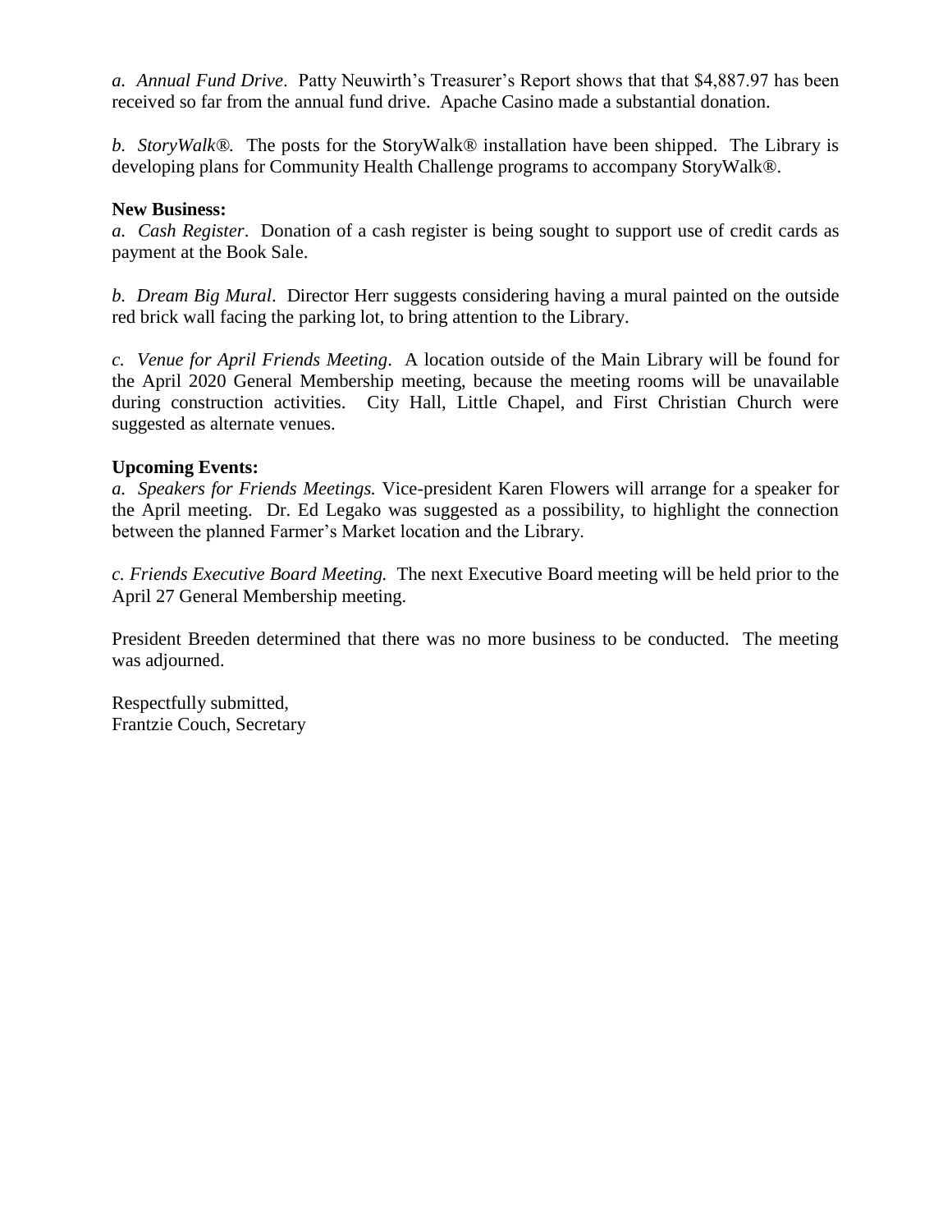*a. Annual Fund Drive*. Patty Neuwirth's Treasurer's Report shows that that $4,887.97 has been received so far from the annual fund drive. Apache Casino made a substantial donation.

*b. StoryWalk®.* The posts for the StoryWalk® installation have been shipped. The Library is developing plans for Community Health Challenge programs to accompany StoryWalk®.

**New Business:**

*a. Cash Register*. Donation of a cash register is being sought to support use of credit cards as payment at the Book Sale.

*b. Dream Big Mural*. Director Herr suggests considering having a mural painted on the outside red brick wall facing the parking lot, to bring attention to the Library.

*c. Venue for April Friends Meeting*. A location outside of the Main Library will be found for the April 2020 General Membership meeting, because the meeting rooms will be unavailable during construction activities. City Hall, Little Chapel, and First Christian Church were suggested as alternate venues.

**Upcoming Events:**

*a. Speakers for Friends Meetings.* Vice-president Karen Flowers will arrange for a speaker for the April meeting. Dr. Ed Legako was suggested as a possibility, to highlight the connection between the planned Farmer's Market location and the Library.

*c. Friends Executive Board Meeting.* The next Executive Board meeting will be held prior to the April 27 General Membership meeting.

President Breeden determined that there was no more business to be conducted. The meeting was adjourned.

Respectfully submitted,
Frantzie Couch, Secretary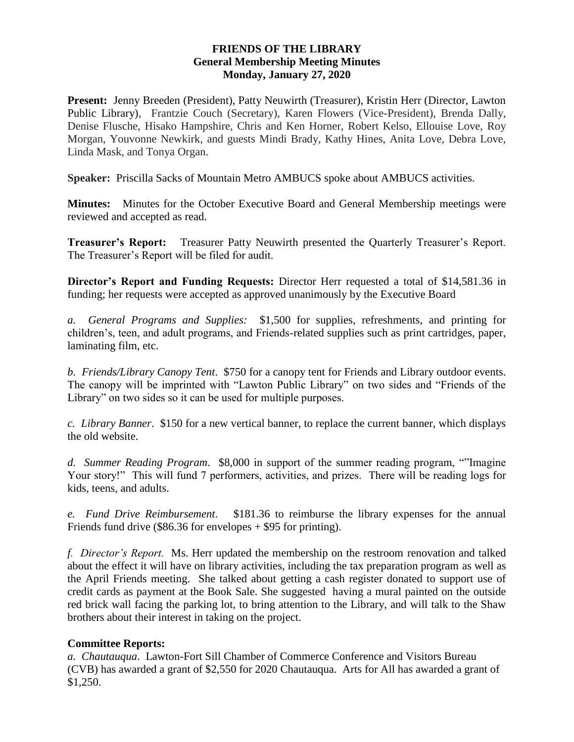**FRIENDS OF THE LIBRARY**
**General Membership Meeting Minutes**
**Monday, January 27, 2020**

**Present:** Jenny Breeden (President), Patty Neuwirth (Treasurer), Kristin Herr (Director, Lawton Public Library), Frantzie Couch (Secretary), Karen Flowers (Vice-President), Brenda Dally, Denise Flusche, Hisako Hampshire, Chris and Ken Horner, Robert Kelso, Ellouise Love, Roy Morgan, Youvonne Newkirk, and guests Mindi Brady, Kathy Hines, Anita Love, Debra Love, Linda Mask, and Tonya Organ.

**Speaker:** Priscilla Sacks of Mountain Metro AMBUCS spoke about AMBUCS activities.

**Minutes:** Minutes for the October Executive Board and General Membership meetings were reviewed and accepted as read.

**Treasurer's Report:** Treasurer Patty Neuwirth presented the Quarterly Treasurer's Report. The Treasurer's Report will be filed for audit.

**Director's Report and Funding Requests:** Director Herr requested a total of $14,581.36 in funding; her requests were accepted as approved unanimously by the Executive Board

*a. General Programs and Supplies:* $1,500 for supplies, refreshments, and printing for children's, teen, and adult programs, and Friends-related supplies such as print cartridges, paper, laminating film, etc.

*b. Friends/Library Canopy Tent*. $750 for a canopy tent for Friends and Library outdoor events. The canopy will be imprinted with "Lawton Public Library" on two sides and "Friends of the Library" on two sides so it can be used for multiple purposes.

*c. Library Banner*. $150 for a new vertical banner, to replace the current banner, which displays the old website.

*d. Summer Reading Program*. $8,000 in support of the summer reading program, ""Imagine Your story!" This will fund 7 performers, activities, and prizes. There will be reading logs for kids, teens, and adults.

*e. Fund Drive Reimbursement*. $181.36 to reimburse the library expenses for the annual Friends fund drive ($86.36 for envelopes + $95 for printing).

*f. Director's Report.* Ms. Herr updated the membership on the restroom renovation and talked about the effect it will have on library activities, including the tax preparation program as well as the April Friends meeting. She talked about getting a cash register donated to support use of credit cards as payment at the Book Sale. She suggested having a mural painted on the outside red brick wall facing the parking lot, to bring attention to the Library, and will talk to the Shaw brothers about their interest in taking on the project.

## Committee Reports:

*a. Chautauqua*. Lawton-Fort Sill Chamber of Commerce Conference and Visitors Bureau (CVB) has awarded a grant of $2,550 for 2020 Chautauqua. Arts for All has awarded a grant of $1,250.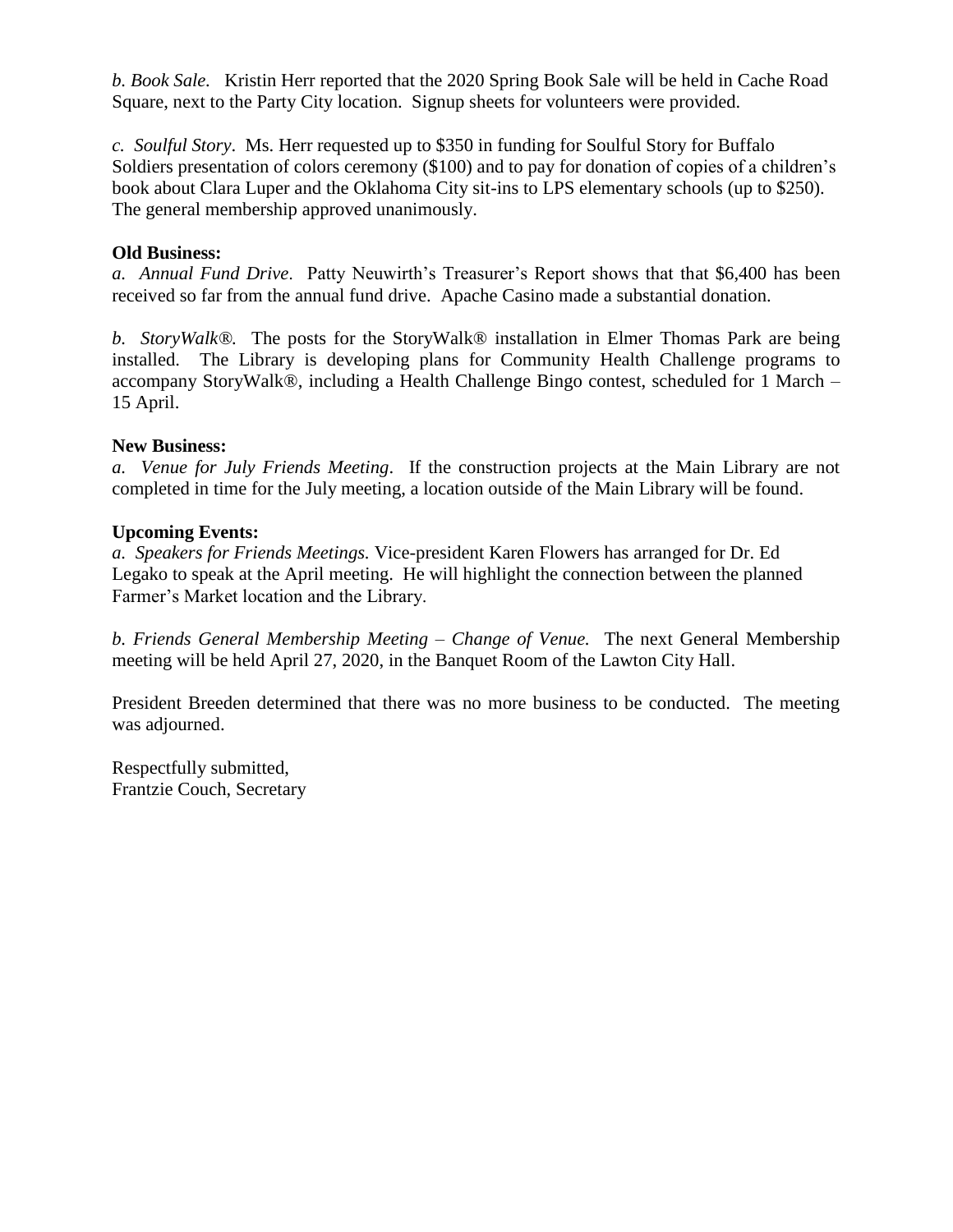*b. Book Sale.* Kristin Herr reported that the 2020 Spring Book Sale will be held in Cache Road Square, next to the Party City location. Signup sheets for volunteers were provided.

*c. Soulful Story*. Ms. Herr requested up to $350 in funding for Soulful Story for Buffalo Soldiers presentation of colors ceremony ($100) and to pay for donation of copies of a children's book about Clara Luper and the Oklahoma City sit-ins to LPS elementary schools (up to $250). The general membership approved unanimously.

**Old Business:**
*a. Annual Fund Drive*. Patty Neuwirth's Treasurer's Report shows that that $6,400 has been received so far from the annual fund drive. Apache Casino made a substantial donation.

*b. StoryWalk®.* The posts for the StoryWalk® installation in Elmer Thomas Park are being installed. The Library is developing plans for Community Health Challenge programs to accompany StoryWalk®, including a Health Challenge Bingo contest, scheduled for 1 March – 15 April.

**New Business:**
*a. Venue for July Friends Meeting*. If the construction projects at the Main Library are not completed in time for the July meeting, a location outside of the Main Library will be found.

**Upcoming Events:**
*a. Speakers for Friends Meetings.* Vice-president Karen Flowers has arranged for Dr. Ed Legako to speak at the April meeting. He will highlight the connection between the planned Farmer's Market location and the Library.

*b. Friends General Membership Meeting – Change of Venue.* The next General Membership meeting will be held April 27, 2020, in the Banquet Room of the Lawton City Hall.

President Breeden determined that there was no more business to be conducted. The meeting was adjourned.

Respectfully submitted,
Frantzie Couch, Secretary